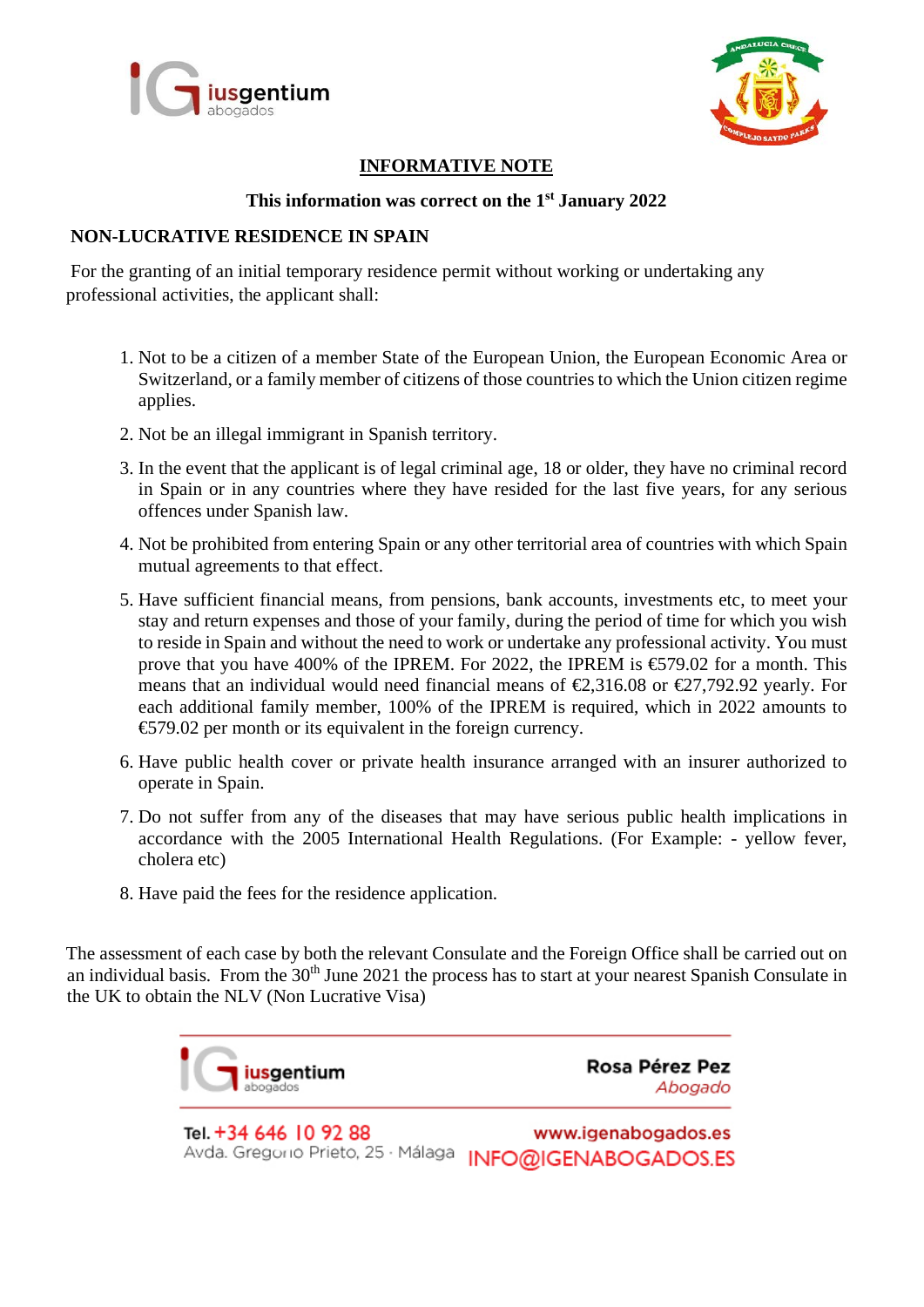## INFORMATIVE NOTE

**This information was correct on the 1st January 2022**

**NON-LUCRATIVE RESIDENCE IN SPAIN**

For the granting of an initial temporary residence permit without working or undertaking any professional activities, the applicant shall:

1. Not to be a citizen of a member State of the European Union, the European Economic Area or Switzerland, or a family member of citizens of those countries to which the Union citizen regime applies.
2. Not be an illegal immigrant in Spanish territory.
3. In the event that the applicant is of legal criminal age, 18 or older, they have no criminal record in Spain or in any countries where they have resided for the last five years, for any serious offences under Spanish law.
4. Not be prohibited from entering Spain or any other territorial area of countries with which Spain mutual agreements to that effect.
5. Have sufficient financial means, from pensions, bank accounts, investments etc, to meet your stay and return expenses and those of your family, during the period of time for which you wish to reside in Spain and without the need to work or undertake any professional activity. You must prove that you have 400% of the IPREM. For 2022, the IPREM is €579.02 for a month. This means that an individual would need financial means of €2,316.08 or €27,792.92 yearly. For each additional family member, 100% of the IPREM is required, which in 2022 amounts to €579.02 per month or its equivalent in the foreign currency.
6. Have public health cover or private health insurance arranged with an insurer authorized to operate in Spain.
7. Do not suffer from any of the diseases that may have serious public health implications in accordance with the 2005 International Health Regulations. (For Example: - yellow fever, cholera etc)
8. Have paid the fees for the residence application.

The assessment of each case by both the relevant Consulate and the Foreign Office shall be carried out on an individual basis. From the 30th June 2021 the process has to start at your nearest Spanish Consulate in the UK to obtain the NLV (Non Lucrative Visa)

iusgentium abogados

**Rosa Pérez Pez**
*Abogado*

Tel. +34 646 10 92 88
Avda. Gregorio Prieto, 25 · Málaga

www.igenabogados.es
INFO@IGENABOGADOS.ES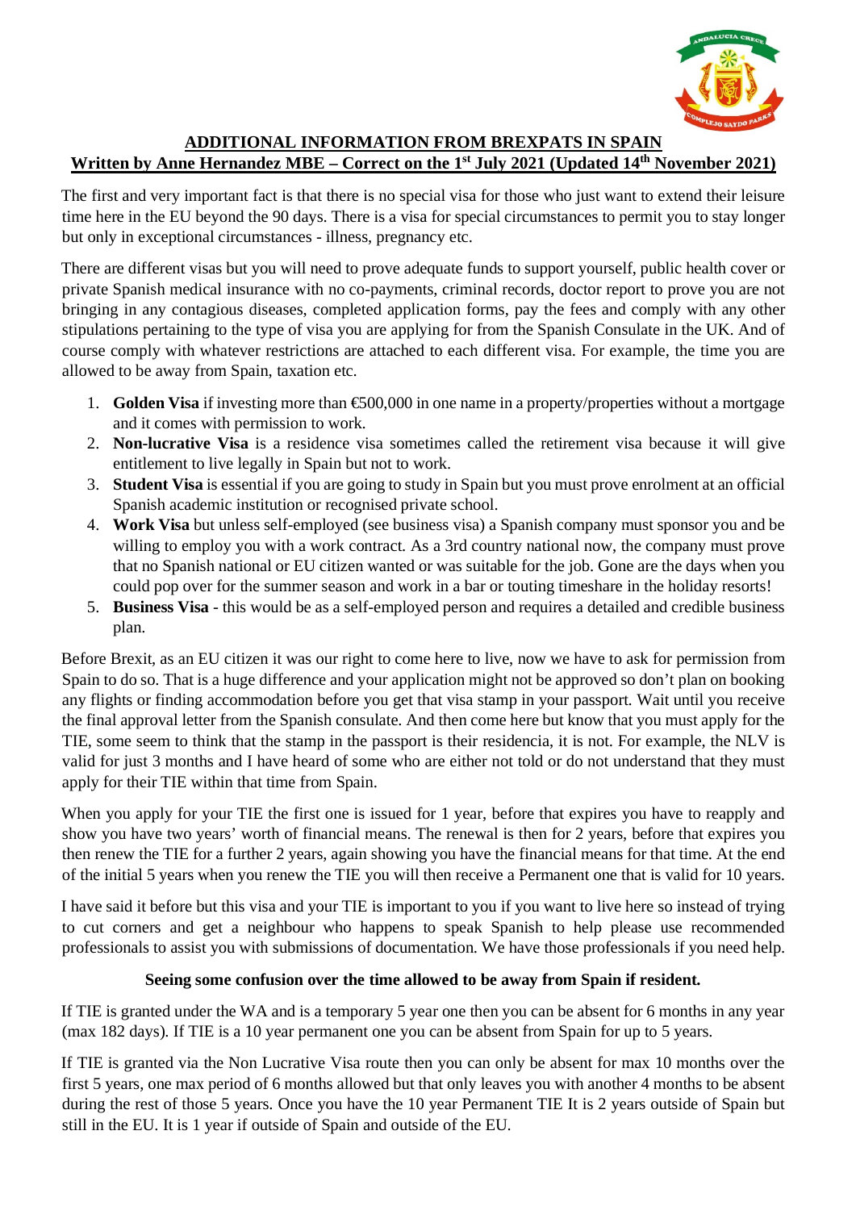**ADDITIONAL INFORMATION FROM BREXPATS IN SPAIN**
**Written by Anne Hernandez MBE – Correct on the 1st July 2021 (Updated 14th November 2021)**

The first and very important fact is that there is no special visa for those who just want to extend their leisure time here in the EU beyond the 90 days. There is a visa for special circumstances to permit you to stay longer but only in exceptional circumstances - illness, pregnancy etc.

There are different visas but you will need to prove adequate funds to support yourself, public health cover or private Spanish medical insurance with no co-payments, criminal records, doctor report to prove you are not bringing in any contagious diseases, completed application forms, pay the fees and comply with any other stipulations pertaining to the type of visa you are applying for from the Spanish Consulate in the UK. And of course comply with whatever restrictions are attached to each different visa. For example, the time you are allowed to be away from Spain, taxation etc.

1. **Golden Visa** if investing more than €500,000 in one name in a property/properties without a mortgage and it comes with permission to work.
2. **Non-lucrative Visa** is a residence visa sometimes called the retirement visa because it will give entitlement to live legally in Spain but not to work.
3. **Student Visa** is essential if you are going to study in Spain but you must prove enrolment at an official Spanish academic institution or recognised private school.
4. **Work Visa** but unless self-employed (see business visa) a Spanish company must sponsor you and be willing to employ you with a work contract. As a 3rd country national now, the company must prove that no Spanish national or EU citizen wanted or was suitable for the job. Gone are the days when you could pop over for the summer season and work in a bar or touting timeshare in the holiday resorts!
5. **Business Visa** - this would be as a self-employed person and requires a detailed and credible business plan.

Before Brexit, as an EU citizen it was our right to come here to live, now we have to ask for permission from Spain to do so. That is a huge difference and your application might not be approved so don't plan on booking any flights or finding accommodation before you get that visa stamp in your passport. Wait until you receive the final approval letter from the Spanish consulate. And then come here but know that you must apply for the TIE, some seem to think that the stamp in the passport is their residencia, it is not. For example, the NLV is valid for just 3 months and I have heard of some who are either not told or do not understand that they must apply for their TIE within that time from Spain.

When you apply for your TIE the first one is issued for 1 year, before that expires you have to reapply and show you have two years' worth of financial means. The renewal is then for 2 years, before that expires you then renew the TIE for a further 2 years, again showing you have the financial means for that time. At the end of the initial 5 years when you renew the TIE you will then receive a Permanent one that is valid for 10 years.

I have said it before but this visa and your TIE is important to you if you want to live here so instead of trying to cut corners and get a neighbour who happens to speak Spanish to help please use recommended professionals to assist you with submissions of documentation. We have those professionals if you need help.

**Seeing some confusion over the time allowed to be away from Spain if resident.**

If TIE is granted under the WA and is a temporary 5 year one then you can be absent for 6 months in any year (max 182 days). If TIE is a 10 year permanent one you can be absent from Spain for up to 5 years.

If TIE is granted via the Non Lucrative Visa route then you can only be absent for max 10 months over the first 5 years, one max period of 6 months allowed but that only leaves you with another 4 months to be absent during the rest of those 5 years. Once you have the 10 year Permanent TIE It is 2 years outside of Spain but still in the EU. It is 1 year if outside of Spain and outside of the EU.